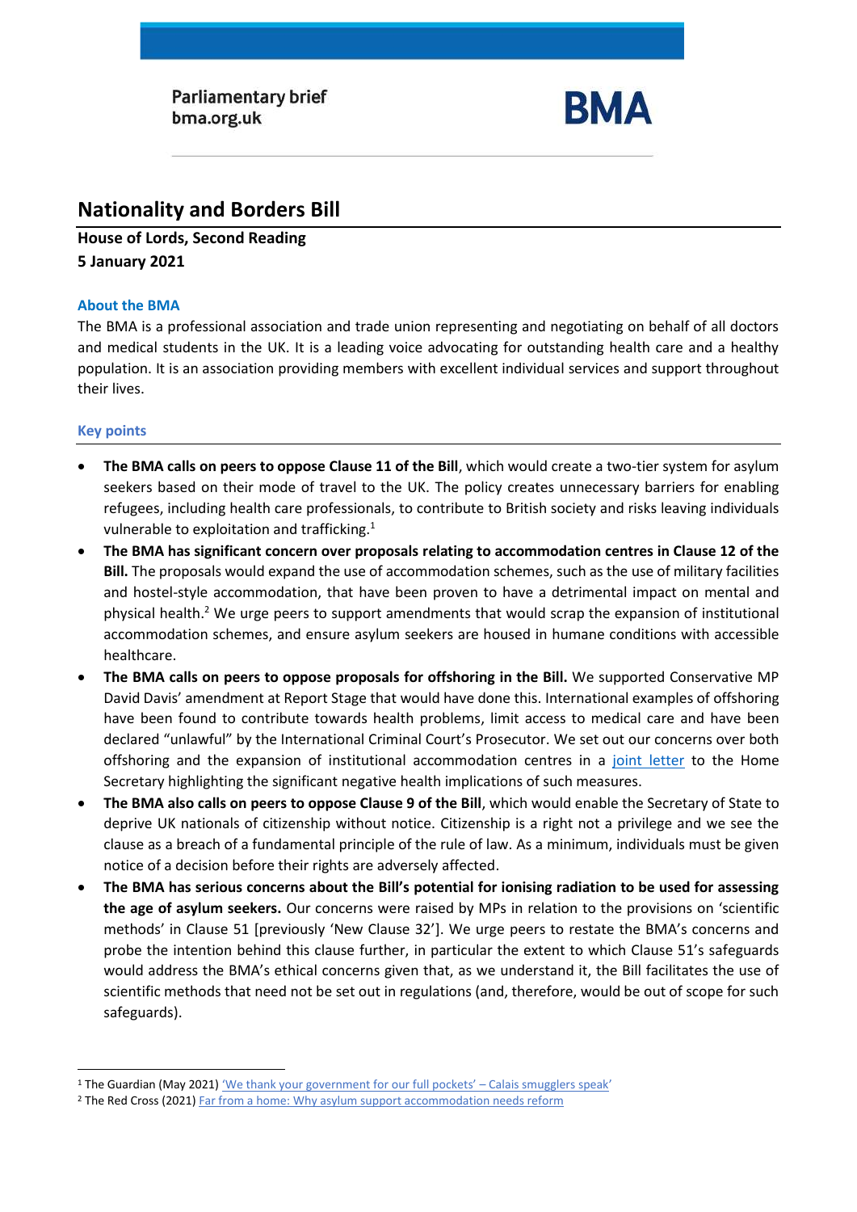Parliamentary brief
bma.org.uk

BMA

# Nationality and Borders Bill

**House of Lords, Second Reading**
**5 January 2021**

## About the BMA

The BMA is a professional association and trade union representing and negotiating on behalf of all doctors and medical students in the UK. It is a leading voice advocating for outstanding health care and a healthy population. It is an association providing members with excellent individual services and support throughout their lives.

## Key points

- **The BMA calls on peers to oppose Clause 11 of the Bill**, which would create a two-tier system for asylum seekers based on their mode of travel to the UK. The policy creates unnecessary barriers for enabling refugees, including health care professionals, to contribute to British society and risks leaving individuals vulnerable to exploitation and trafficking.[1]
- **The BMA has significant concern over proposals relating to accommodation centres in Clause 12 of the Bill.** The proposals would expand the use of accommodation schemes, such as the use of military facilities and hostel-style accommodation, that have been proven to have a detrimental impact on mental and physical health.[2] We urge peers to support amendments that would scrap the expansion of institutional accommodation schemes, and ensure asylum seekers are housed in humane conditions with accessible healthcare.
- **The BMA calls on peers to oppose proposals for offshoring in the Bill.** We supported Conservative MP David Davis' amendment at Report Stage that would have done this. International examples of offshoring have been found to contribute towards health problems, limit access to medical care and have been declared "unlawful" by the International Criminal Court's Prosecutor. We set out our concerns over both offshoring and the expansion of institutional accommodation centres in a joint letter to the Home Secretary highlighting the significant negative health implications of such measures.
- **The BMA also calls on peers to oppose Clause 9 of the Bill**, which would enable the Secretary of State to deprive UK nationals of citizenship without notice. Citizenship is a right not a privilege and we see the clause as a breach of a fundamental principle of the rule of law. As a minimum, individuals must be given notice of a decision before their rights are adversely affected.
- **The BMA has serious concerns about the Bill's potential for ionising radiation to be used for assessing the age of asylum seekers.** Our concerns were raised by MPs in relation to the provisions on 'scientific methods' in Clause 51 [previously 'New Clause 32']. We urge peers to restate the BMA's concerns and probe the intention behind this clause further, in particular the extent to which Clause 51's safeguards would address the BMA's ethical concerns given that, as we understand it, the Bill facilitates the use of scientific methods that need not be set out in regulations (and, therefore, would be out of scope for such safeguards).

---

[1] The Guardian (May 2021) 'We thank your government for our full pockets' – Calais smugglers speak'

[2] The Red Cross (2021) Far from a home: Why asylum support accommodation needs reform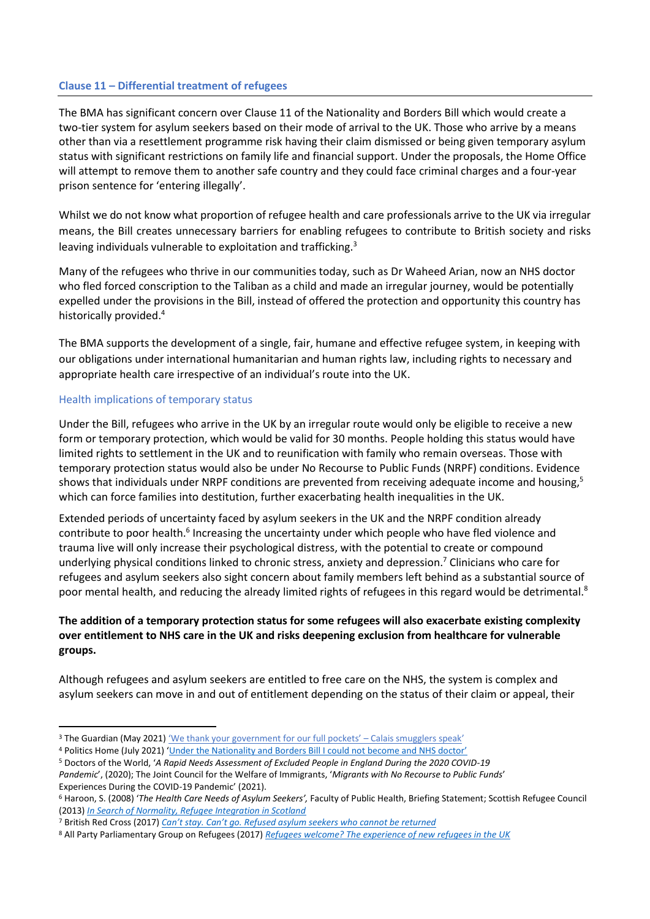### Clause 11 – Differential treatment of refugees

The BMA has significant concern over Clause 11 of the Nationality and Borders Bill which would create a two-tier system for asylum seekers based on their mode of arrival to the UK. Those who arrive by a means other than via a resettlement programme risk having their claim dismissed or being given temporary asylum status with significant restrictions on family life and financial support. Under the proposals, the Home Office will attempt to remove them to another safe country and they could face criminal charges and a four-year prison sentence for 'entering illegally'.

Whilst we do not know what proportion of refugee health and care professionals arrive to the UK via irregular means, the Bill creates unnecessary barriers for enabling refugees to contribute to British society and risks leaving individuals vulnerable to exploitation and trafficking.[3]

Many of the refugees who thrive in our communities today, such as Dr Waheed Arian, now an NHS doctor who fled forced conscription to the Taliban as a child and made an irregular journey, would be potentially expelled under the provisions in the Bill, instead of offered the protection and opportunity this country has historically provided.[4]

The BMA supports the development of a single, fair, humane and effective refugee system, in keeping with our obligations under international humanitarian and human rights law, including rights to necessary and appropriate health care irrespective of an individual's route into the UK.

#### Health implications of temporary status

Under the Bill, refugees who arrive in the UK by an irregular route would only be eligible to receive a new form or temporary protection, which would be valid for 30 months. People holding this status would have limited rights to settlement in the UK and to reunification with family who remain overseas. Those with temporary protection status would also be under No Recourse to Public Funds (NRPF) conditions. Evidence shows that individuals under NRPF conditions are prevented from receiving adequate income and housing,[5] which can force families into destitution, further exacerbating health inequalities in the UK.

Extended periods of uncertainty faced by asylum seekers in the UK and the NRPF condition already contribute to poor health.[6] Increasing the uncertainty under which people who have fled violence and trauma live will only increase their psychological distress, with the potential to create or compound underlying physical conditions linked to chronic stress, anxiety and depression.[7] Clinicians who care for refugees and asylum seekers also sight concern about family members left behind as a substantial source of poor mental health, and reducing the already limited rights of refugees in this regard would be detrimental.[8]

**The addition of a temporary protection status for some refugees will also exacerbate existing complexity over entitlement to NHS care in the UK and risks deepening exclusion from healthcare for vulnerable groups.**

Although refugees and asylum seekers are entitled to free care on the NHS, the system is complex and asylum seekers can move in and out of entitlement depending on the status of their claim or appeal, their

---

[3] The Guardian (May 2021) 'We thank your government for our full pockets' – Calais smugglers speak'

[4] Politics Home (July 2021) 'Under the Nationality and Borders Bill I could not become and NHS doctor'

[5] Doctors of the World, '*A Rapid Needs Assessment of Excluded People in England During the 2020 COVID-19 Pandemic*', (2020); The Joint Council for the Welfare of Immigrants, '*Migrants with No Recourse to Public Funds*' Experiences During the COVID-19 Pandemic' (2021).

[6] Haroon, S. (2008) '*The Health Care Needs of Asylum Seekers',* Faculty of Public Health, Briefing Statement; Scottish Refugee Council (2013) *In Search of Normality, Refugee Integration in Scotland*

[7] British Red Cross (2017) *Can't stay. Can't go. Refused asylum seekers who cannot be returned*

[8] All Party Parliamentary Group on Refugees (2017) *Refugees welcome? The experience of new refugees in the UK*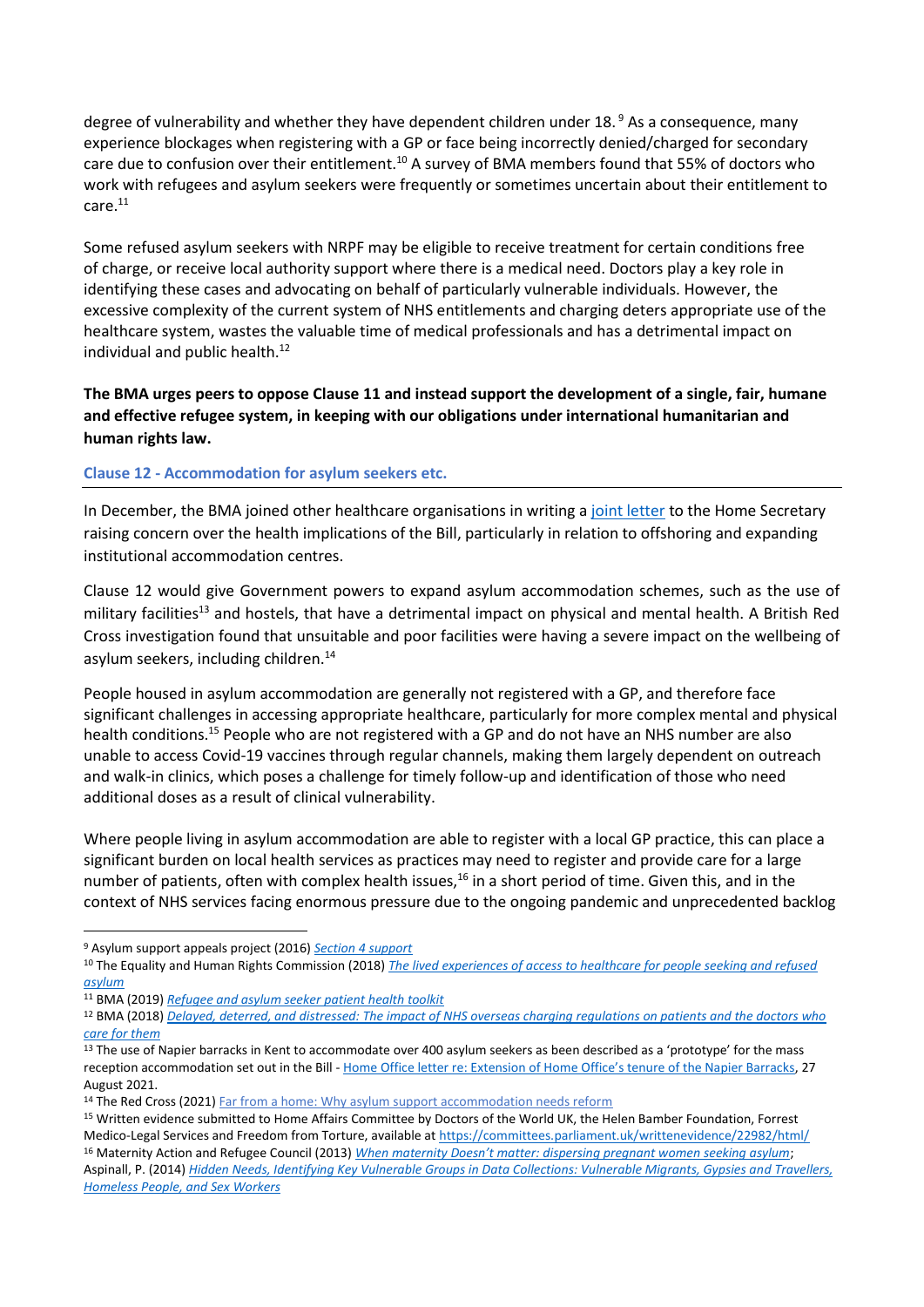degree of vulnerability and whether they have dependent children under 18.[9] As a consequence, many experience blockages when registering with a GP or face being incorrectly denied/charged for secondary care due to confusion over their entitlement.[10] A survey of BMA members found that 55% of doctors who work with refugees and asylum seekers were frequently or sometimes uncertain about their entitlement to care.[11]

Some refused asylum seekers with NRPF may be eligible to receive treatment for certain conditions free of charge, or receive local authority support where there is a medical need. Doctors play a key role in identifying these cases and advocating on behalf of particularly vulnerable individuals. However, the excessive complexity of the current system of NHS entitlements and charging deters appropriate use of the healthcare system, wastes the valuable time of medical professionals and has a detrimental impact on individual and public health.[12]

**The BMA urges peers to oppose Clause 11 and instead support the development of a single, fair, humane and effective refugee system, in keeping with our obligations under international humanitarian and human rights law.**

### Clause 12 - Accommodation for asylum seekers etc.

In December, the BMA joined other healthcare organisations in writing a [joint letter](#) to the Home Secretary raising concern over the health implications of the Bill, particularly in relation to offshoring and expanding institutional accommodation centres.

Clause 12 would give Government powers to expand asylum accommodation schemes, such as the use of military facilities[13] and hostels, that have a detrimental impact on physical and mental health. A British Red Cross investigation found that unsuitable and poor facilities were having a severe impact on the wellbeing of asylum seekers, including children.[14]

People housed in asylum accommodation are generally not registered with a GP, and therefore face significant challenges in accessing appropriate healthcare, particularly for more complex mental and physical health conditions.[15] People who are not registered with a GP and do not have an NHS number are also unable to access Covid-19 vaccines through regular channels, making them largely dependent on outreach and walk-in clinics, which poses a challenge for timely follow-up and identification of those who need additional doses as a result of clinical vulnerability.

Where people living in asylum accommodation are able to register with a local GP practice, this can place a significant burden on local health services as practices may need to register and provide care for a large number of patients, often with complex health issues,[16] in a short period of time. Given this, and in the context of NHS services facing enormous pressure due to the ongoing pandemic and unprecedented backlog

---

[9] Asylum support appeals project (2016) *Section 4 support*

[10] The Equality and Human Rights Commission (2018) *The lived experiences of access to healthcare for people seeking and refused asylum*

[11] BMA (2019) *Refugee and asylum seeker patient health toolkit*

[12] BMA (2018) *Delayed, deterred, and distressed: The impact of NHS overseas charging regulations on patients and the doctors who care for them*

[13] The use of Napier barracks in Kent to accommodate over 400 asylum seekers as been described as a 'prototype' for the mass reception accommodation set out in the Bill - Home Office letter re: Extension of Home Office's tenure of the Napier Barracks, 27 August 2021.

[14] The Red Cross (2021) Far from a home: Why asylum support accommodation needs reform

[15] Written evidence submitted to Home Affairs Committee by Doctors of the World UK, the Helen Bamber Foundation, Forrest Medico-Legal Services and Freedom from Torture, available at https://committees.parliament.uk/writtenevidence/22982/html/

[16] Maternity Action and Refugee Council (2013) *When maternity Doesn't matter: dispersing pregnant women seeking asylum*; Aspinall, P. (2014) *Hidden Needs, Identifying Key Vulnerable Groups in Data Collections: Vulnerable Migrants, Gypsies and Travellers, Homeless People, and Sex Workers*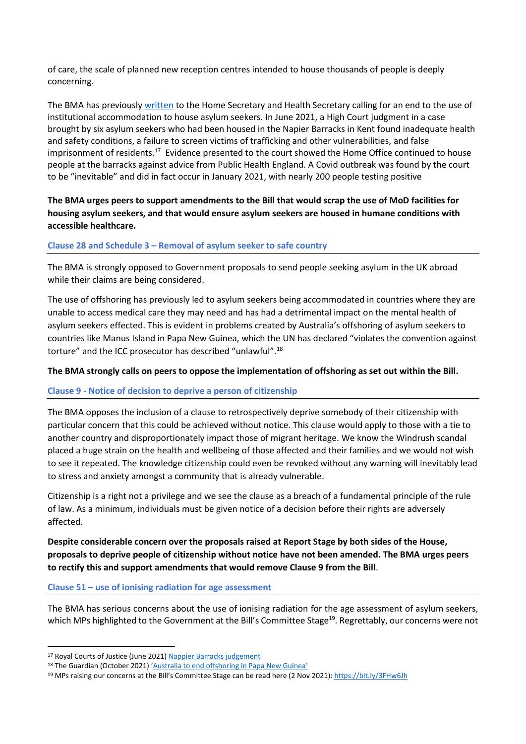of care, the scale of planned new reception centres intended to house thousands of people is deeply concerning.

The BMA has previously written to the Home Secretary and Health Secretary calling for an end to the use of institutional accommodation to house asylum seekers. In June 2021, a High Court judgment in a case brought by six asylum seekers who had been housed in the Napier Barracks in Kent found inadequate health and safety conditions, a failure to screen victims of trafficking and other vulnerabilities, and false imprisonment of residents.[17] Evidence presented to the court showed the Home Office continued to house people at the barracks against advice from Public Health England. A Covid outbreak was found by the court to be "inevitable" and did in fact occur in January 2021, with nearly 200 people testing positive

**The BMA urges peers to support amendments to the Bill that would scrap the use of MoD facilities for housing asylum seekers, and that would ensure asylum seekers are housed in humane conditions with accessible healthcare.**

### Clause 28 and Schedule 3 – Removal of asylum seeker to safe country

The BMA is strongly opposed to Government proposals to send people seeking asylum in the UK abroad while their claims are being considered.

The use of offshoring has previously led to asylum seekers being accommodated in countries where they are unable to access medical care they may need and has had a detrimental impact on the mental health of asylum seekers effected. This is evident in problems created by Australia's offshoring of asylum seekers to countries like Manus Island in Papa New Guinea, which the UN has declared "violates the convention against torture" and the ICC prosecutor has described "unlawful".[18]

**The BMA strongly calls on peers to oppose the implementation of offshoring as set out within the Bill.**

### Clause 9 - Notice of decision to deprive a person of citizenship

The BMA opposes the inclusion of a clause to retrospectively deprive somebody of their citizenship with particular concern that this could be achieved without notice. This clause would apply to those with a tie to another country and disproportionately impact those of migrant heritage. We know the Windrush scandal placed a huge strain on the health and wellbeing of those affected and their families and we would not wish to see it repeated. The knowledge citizenship could even be revoked without any warning will inevitably lead to stress and anxiety amongst a community that is already vulnerable.

Citizenship is a right not a privilege and we see the clause as a breach of a fundamental principle of the rule of law. As a minimum, individuals must be given notice of a decision before their rights are adversely affected.

**Despite considerable concern over the proposals raised at Report Stage by both sides of the House, proposals to deprive people of citizenship without notice have not been amended. The BMA urges peers to rectify this and support amendments that would remove Clause 9 from the Bill**.

### Clause 51 – use of ionising radiation for age assessment

The BMA has serious concerns about the use of ionising radiation for the age assessment of asylum seekers, which MPs highlighted to the Government at the Bill's Committee Stage[19]. Regrettably, our concerns were not

---

[17] Royal Courts of Justice (June 2021) Nappier Barracks judgement

[18] The Guardian (October 2021) 'Australia to end offshoring in Papa New Guinea'

[19] MPs raising our concerns at the Bill's Committee Stage can be read here (2 Nov 2021): https://bit.ly/3FHw6Jh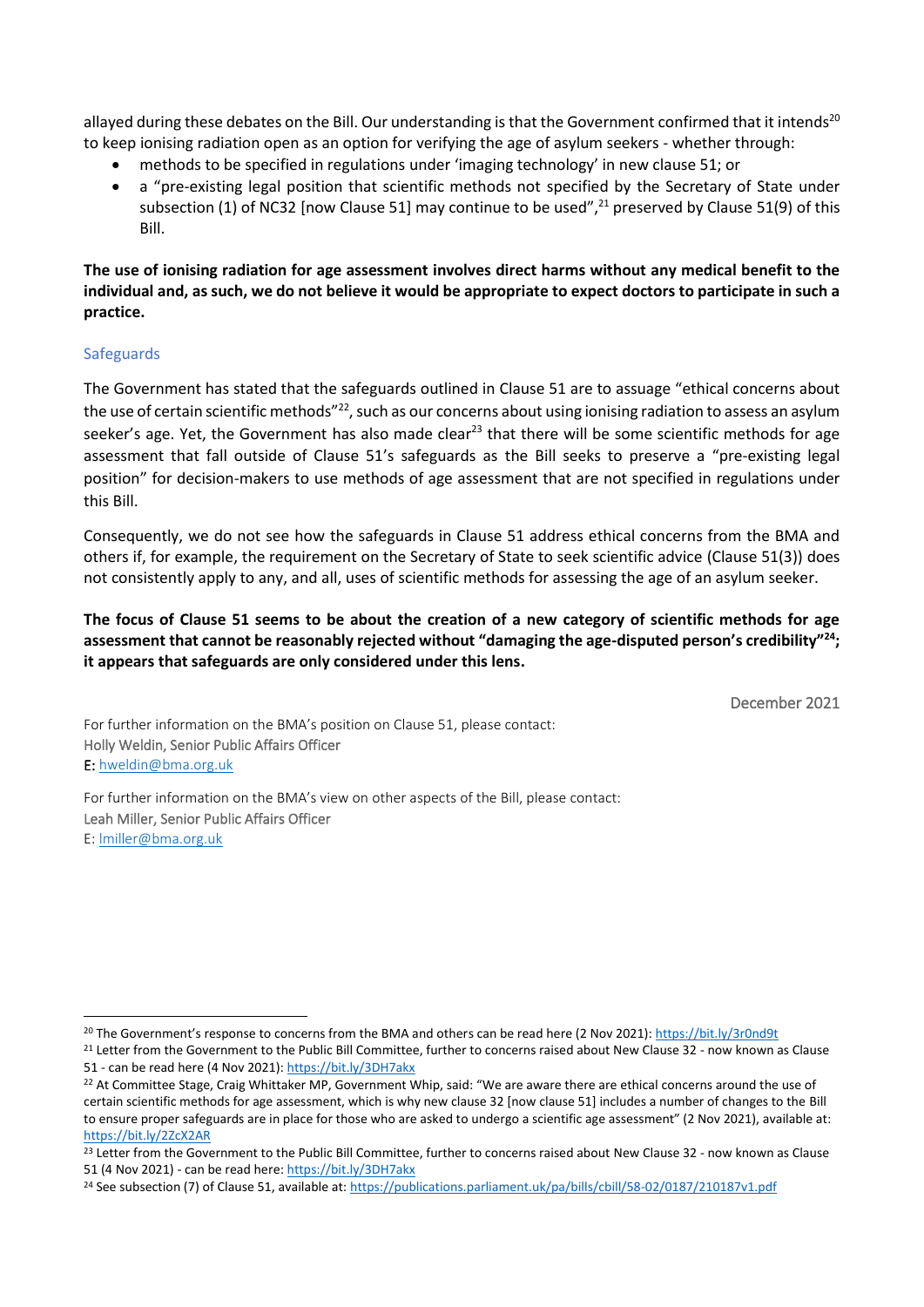allayed during these debates on the Bill. Our understanding is that the Government confirmed that it intends[20] to keep ionising radiation open as an option for verifying the age of asylum seekers - whether through:

- methods to be specified in regulations under 'imaging technology' in new clause 51; or
- a "pre-existing legal position that scientific methods not specified by the Secretary of State under subsection (1) of NC32 [now Clause 51] may continue to be used",[21] preserved by Clause 51(9) of this Bill.

**The use of ionising radiation for age assessment involves direct harms without any medical benefit to the individual and, as such, we do not believe it would be appropriate to expect doctors to participate in such a practice.**

### Safeguards

The Government has stated that the safeguards outlined in Clause 51 are to assuage "ethical concerns about the use of certain scientific methods"[22], such as our concerns about using ionising radiation to assess an asylum seeker's age. Yet, the Government has also made clear[23] that there will be some scientific methods for age assessment that fall outside of Clause 51's safeguards as the Bill seeks to preserve a "pre-existing legal position" for decision-makers to use methods of age assessment that are not specified in regulations under this Bill.

Consequently, we do not see how the safeguards in Clause 51 address ethical concerns from the BMA and others if, for example, the requirement on the Secretary of State to seek scientific advice (Clause 51(3)) does not consistently apply to any, and all, uses of scientific methods for assessing the age of an asylum seeker.

**The focus of Clause 51 seems to be about the creation of a new category of scientific methods for age assessment that cannot be reasonably rejected without "damaging the age-disputed person's credibility"[24]; it appears that safeguards are only considered under this lens.**

December 2021

For further information on the BMA's position on Clause 51, please contact:
Holly Weldin, Senior Public Affairs Officer
E: hweldin@bma.org.uk

For further information on the BMA's view on other aspects of the Bill, please contact:
Leah Miller, Senior Public Affairs Officer
E: lmiller@bma.org.uk

---

[20] The Government's response to concerns from the BMA and others can be read here (2 Nov 2021): https://bit.ly/3r0nd9t

[21] Letter from the Government to the Public Bill Committee, further to concerns raised about New Clause 32 - now known as Clause 51 - can be read here (4 Nov 2021): https://bit.ly/3DH7akx

[22] At Committee Stage, Craig Whittaker MP, Government Whip, said: "We are aware there are ethical concerns around the use of certain scientific methods for age assessment, which is why new clause 32 [now clause 51] includes a number of changes to the Bill to ensure proper safeguards are in place for those who are asked to undergo a scientific age assessment" (2 Nov 2021), available at: https://bit.ly/2ZcX2AR

[23] Letter from the Government to the Public Bill Committee, further to concerns raised about New Clause 32 - now known as Clause 51 (4 Nov 2021) - can be read here: https://bit.ly/3DH7akx

[24] See subsection (7) of Clause 51, available at: https://publications.parliament.uk/pa/bills/cbill/58-02/0187/210187v1.pdf